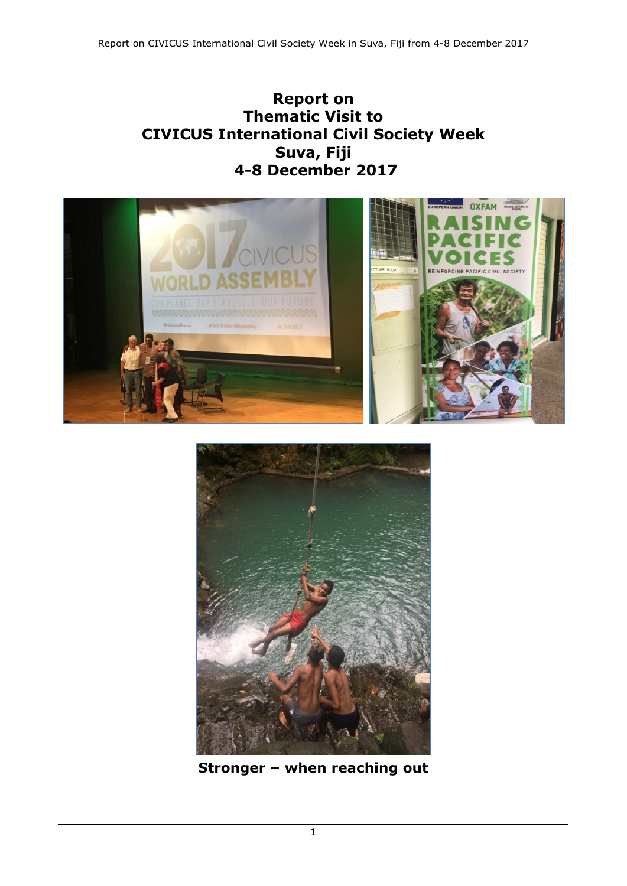# Report on Thematic Visit to CIVICUS International Civil Society Week Suva, Fiji 4-8 December 2017

**Stronger – when reaching out**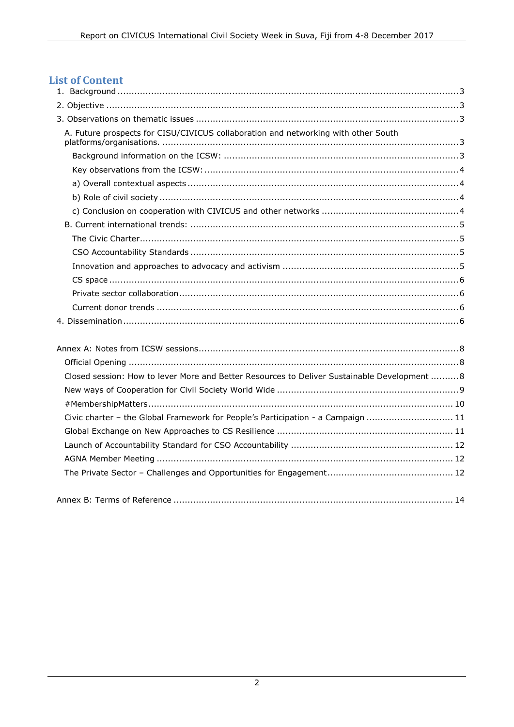## List of Content

1. Background .......................................................................................................................3
2. Objective .........................................................................................................................3
3. Observations on thematic issues .........................................................................................3
   - A. Future prospects for CISU/CIVICUS collaboration and networking with other South platforms/organisations. ..........................................................................................................3
     - Background information on the ICSW: ...............................................................................3
     - Key observations from the ICSW: .......................................................................................4
     - a) Overall contextual aspects ..............................................................................................4
     - b) Role of civil society .........................................................................................................4
     - c) Conclusion on cooperation with CIVICUS and other networks ..............................................4
   - B. Current international trends: .............................................................................................5
     - The Civic Charter................................................................................................................5
     - CSO Accountability Standards ..............................................................................................5
     - Innovation and approaches to advocacy and activism ..............................................................5
     - CS space ...........................................................................................................................6
     - Private sector collaboration...................................................................................................6
     - Current donor trends ..........................................................................................................6
4. Dissemination........................................................................................................................6

Annex A: Notes from ICSW sessions............................................................................................8
- Official Opening .....................................................................................................................8
- Closed session: How to lever More and Better Resources to Deliver Sustainable Development ..........8
- New ways of Cooperation for Civil Society World Wide .................................................................9
- #MembershipMatters............................................................................................................ 10
- Civic charter – the Global Framework for People's Participation - a Campaign ............................... 11
- Global Exchange on New Approaches to CS Resilience ............................................................... 11
- Launch of Accountability Standard for CSO Accountability .......................................................... 12
- AGNA Member Meeting ......................................................................................................... 12
- The Private Sector – Challenges and Opportunities for Engagement............................................. 12

Annex B: Terms of Reference ................................................................................................... 14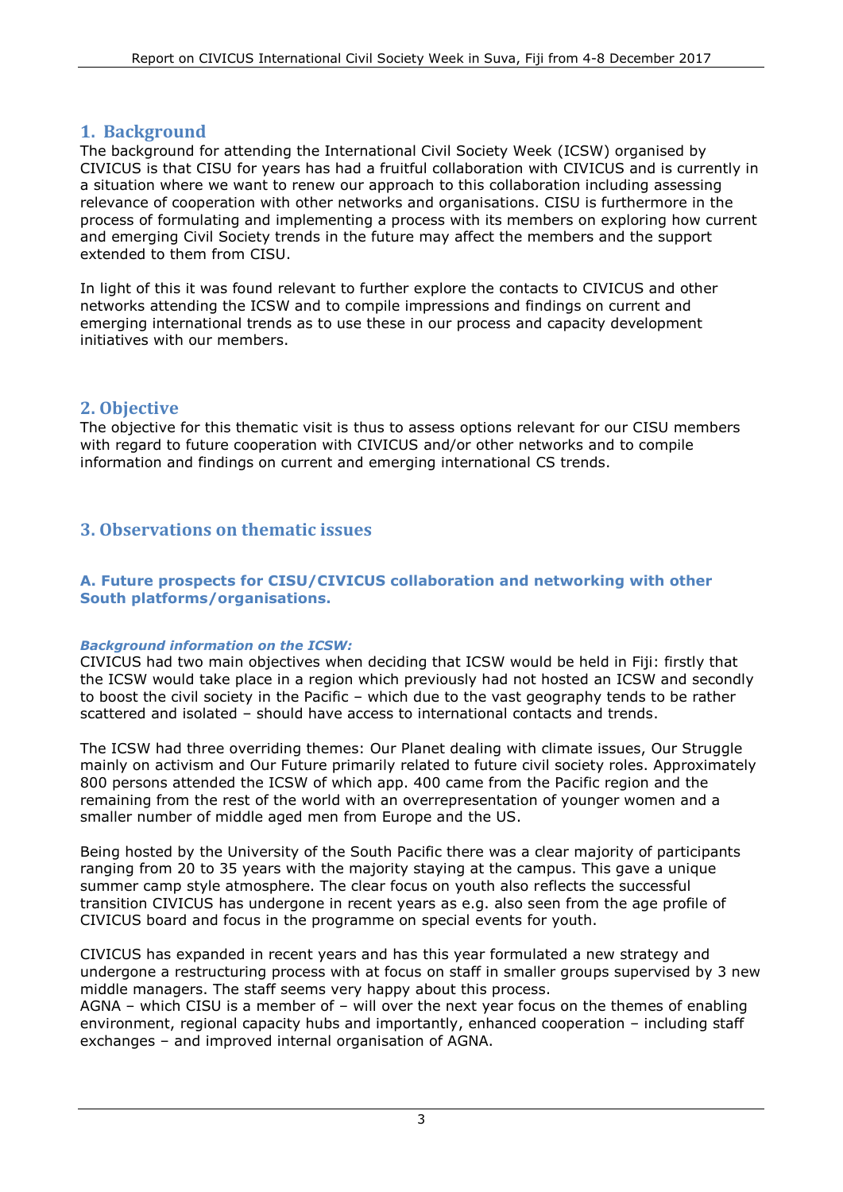## 1. Background

The background for attending the International Civil Society Week (ICSW) organised by CIVICUS is that CISU for years has had a fruitful collaboration with CIVICUS and is currently in a situation where we want to renew our approach to this collaboration including assessing relevance of cooperation with other networks and organisations. CISU is furthermore in the process of formulating and implementing a process with its members on exploring how current and emerging Civil Society trends in the future may affect the members and the support extended to them from CISU.

In light of this it was found relevant to further explore the contacts to CIVICUS and other networks attending the ICSW and to compile impressions and findings on current and emerging international trends as to use these in our process and capacity development initiatives with our members.

## 2. Objective

The objective for this thematic visit is thus to assess options relevant for our CISU members with regard to future cooperation with CIVICUS and/or other networks and to compile information and findings on current and emerging international CS trends.

## 3. Observations on thematic issues

### A. Future prospects for CISU/CIVICUS collaboration and networking with other South platforms/organisations.

***Background information on the ICSW:***

CIVICUS had two main objectives when deciding that ICSW would be held in Fiji: firstly that the ICSW would take place in a region which previously had not hosted an ICSW and secondly to boost the civil society in the Pacific – which due to the vast geography tends to be rather scattered and isolated – should have access to international contacts and trends.

The ICSW had three overriding themes: Our Planet dealing with climate issues, Our Struggle mainly on activism and Our Future primarily related to future civil society roles. Approximately 800 persons attended the ICSW of which app. 400 came from the Pacific region and the remaining from the rest of the world with an overrepresentation of younger women and a smaller number of middle aged men from Europe and the US.

Being hosted by the University of the South Pacific there was a clear majority of participants ranging from 20 to 35 years with the majority staying at the campus. This gave a unique summer camp style atmosphere. The clear focus on youth also reflects the successful transition CIVICUS has undergone in recent years as e.g. also seen from the age profile of CIVICUS board and focus in the programme on special events for youth.

CIVICUS has expanded in recent years and has this year formulated a new strategy and undergone a restructuring process with at focus on staff in smaller groups supervised by 3 new middle managers. The staff seems very happy about this process.
AGNA – which CISU is a member of – will over the next year focus on the themes of enabling environment, regional capacity hubs and importantly, enhanced cooperation – including staff exchanges – and improved internal organisation of AGNA.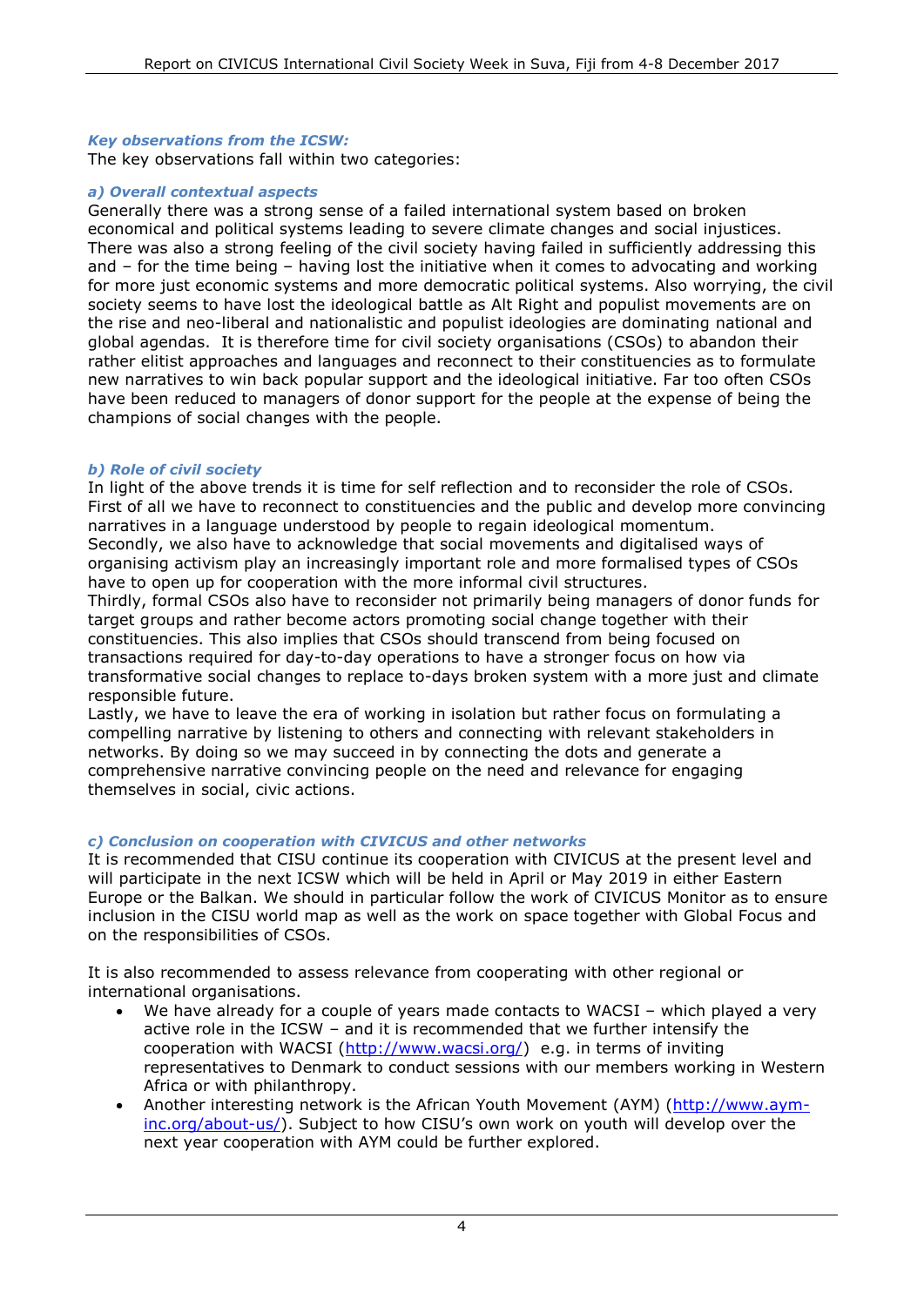### *Key observations from the ICSW:*

The key observations fall within two categories:

#### *a) Overall contextual aspects*

Generally there was a strong sense of a failed international system based on broken economical and political systems leading to severe climate changes and social injustices. There was also a strong feeling of the civil society having failed in sufficiently addressing this and – for the time being – having lost the initiative when it comes to advocating and working for more just economic systems and more democratic political systems. Also worrying, the civil society seems to have lost the ideological battle as Alt Right and populist movements are on the rise and neo-liberal and nationalistic and populist ideologies are dominating national and global agendas. It is therefore time for civil society organisations (CSOs) to abandon their rather elitist approaches and languages and reconnect to their constituencies as to formulate new narratives to win back popular support and the ideological initiative. Far too often CSOs have been reduced to managers of donor support for the people at the expense of being the champions of social changes with the people.

#### *b) Role of civil society*

In light of the above trends it is time for self reflection and to reconsider the role of CSOs. First of all we have to reconnect to constituencies and the public and develop more convincing narratives in a language understood by people to regain ideological momentum.
Secondly, we also have to acknowledge that social movements and digitalised ways of organising activism play an increasingly important role and more formalised types of CSOs have to open up for cooperation with the more informal civil structures.
Thirdly, formal CSOs also have to reconsider not primarily being managers of donor funds for target groups and rather become actors promoting social change together with their constituencies. This also implies that CSOs should transcend from being focused on transactions required for day-to-day operations to have a stronger focus on how via transformative social changes to replace to-days broken system with a more just and climate responsible future.
Lastly, we have to leave the era of working in isolation but rather focus on formulating a compelling narrative by listening to others and connecting with relevant stakeholders in networks. By doing so we may succeed in by connecting the dots and generate a comprehensive narrative convincing people on the need and relevance for engaging themselves in social, civic actions.

#### *c) Conclusion on cooperation with CIVICUS and other networks*

It is recommended that CISU continue its cooperation with CIVICUS at the present level and will participate in the next ICSW which will be held in April or May 2019 in either Eastern Europe or the Balkan. We should in particular follow the work of CIVICUS Monitor as to ensure inclusion in the CISU world map as well as the work on space together with Global Focus and on the responsibilities of CSOs.

It is also recommended to assess relevance from cooperating with other regional or international organisations.

- We have already for a couple of years made contacts to WACSI – which played a very active role in the ICSW – and it is recommended that we further intensify the cooperation with WACSI (http://www.wacsi.org/) e.g. in terms of inviting representatives to Denmark to conduct sessions with our members working in Western Africa or with philanthropy.
- Another interesting network is the African Youth Movement (AYM) (http://www.aym-inc.org/about-us/). Subject to how CISU's own work on youth will develop over the next year cooperation with AYM could be further explored.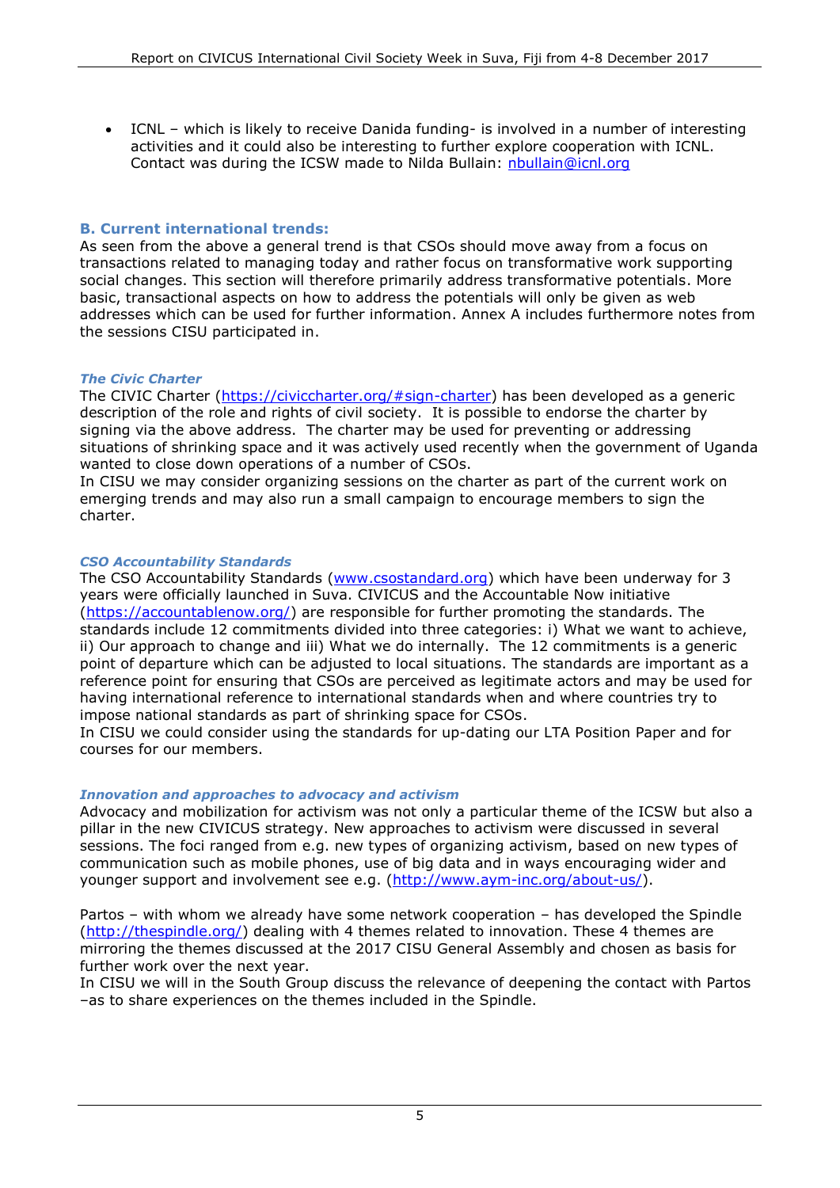- ICNL – which is likely to receive Danida funding- is involved in a number of interesting activities and it could also be interesting to further explore cooperation with ICNL. Contact was during the ICSW made to Nilda Bullain: nbullain@icnl.org

## B. Current international trends:

As seen from the above a general trend is that CSOs should move away from a focus on transactions related to managing today and rather focus on transformative work supporting social changes. This section will therefore primarily address transformative potentials. More basic, transactional aspects on how to address the potentials will only be given as web addresses which can be used for further information. Annex A includes furthermore notes from the sessions CISU participated in.

### *The Civic Charter*

The CIVIC Charter (https://civiccharter.org/#sign-charter) has been developed as a generic description of the role and rights of civil society. It is possible to endorse the charter by signing via the above address. The charter may be used for preventing or addressing situations of shrinking space and it was actively used recently when the government of Uganda wanted to close down operations of a number of CSOs.
In CISU we may consider organizing sessions on the charter as part of the current work on emerging trends and may also run a small campaign to encourage members to sign the charter.

### *CSO Accountability Standards*

The CSO Accountability Standards (www.csostandard.org) which have been underway for 3 years were officially launched in Suva. CIVICUS and the Accountable Now initiative (https://accountablenow.org/) are responsible for further promoting the standards. The standards include 12 commitments divided into three categories: i) What we want to achieve, ii) Our approach to change and iii) What we do internally. The 12 commitments is a generic point of departure which can be adjusted to local situations. The standards are important as a reference point for ensuring that CSOs are perceived as legitimate actors and may be used for having international reference to international standards when and where countries try to impose national standards as part of shrinking space for CSOs.
In CISU we could consider using the standards for up-dating our LTA Position Paper and for courses for our members.

### *Innovation and approaches to advocacy and activism*

Advocacy and mobilization for activism was not only a particular theme of the ICSW but also a pillar in the new CIVICUS strategy. New approaches to activism were discussed in several sessions. The foci ranged from e.g. new types of organizing activism, based on new types of communication such as mobile phones, use of big data and in ways encouraging wider and younger support and involvement see e.g. (http://www.aym-inc.org/about-us/).

Partos – with whom we already have some network cooperation – has developed the Spindle (http://thespindle.org/) dealing with 4 themes related to innovation. These 4 themes are mirroring the themes discussed at the 2017 CISU General Assembly and chosen as basis for further work over the next year.
In CISU we will in the South Group discuss the relevance of deepening the contact with Partos –as to share experiences on the themes included in the Spindle.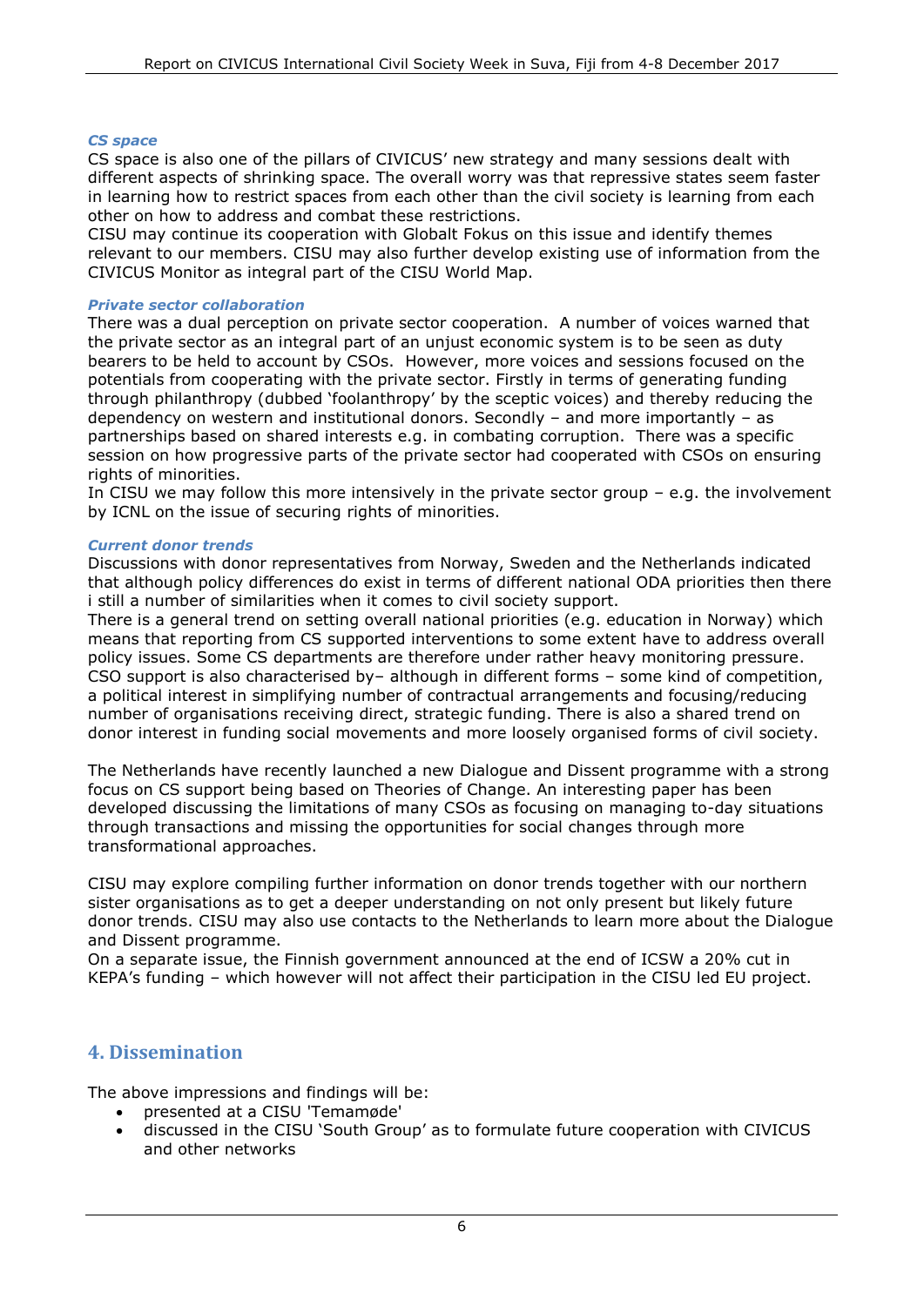*CS space*

CS space is also one of the pillars of CIVICUS' new strategy and many sessions dealt with different aspects of shrinking space. The overall worry was that repressive states seem faster in learning how to restrict spaces from each other than the civil society is learning from each other on how to address and combat these restrictions.

CISU may continue its cooperation with Globalt Fokus on this issue and identify themes relevant to our members. CISU may also further develop existing use of information from the CIVICUS Monitor as integral part of the CISU World Map.

*Private sector collaboration*

There was a dual perception on private sector cooperation. A number of voices warned that the private sector as an integral part of an unjust economic system is to be seen as duty bearers to be held to account by CSOs. However, more voices and sessions focused on the potentials from cooperating with the private sector. Firstly in terms of generating funding through philanthropy (dubbed 'foolanthropy' by the sceptic voices) and thereby reducing the dependency on western and institutional donors. Secondly – and more importantly – as partnerships based on shared interests e.g. in combating corruption. There was a specific session on how progressive parts of the private sector had cooperated with CSOs on ensuring rights of minorities.

In CISU we may follow this more intensively in the private sector group – e.g. the involvement by ICNL on the issue of securing rights of minorities.

*Current donor trends*

Discussions with donor representatives from Norway, Sweden and the Netherlands indicated that although policy differences do exist in terms of different national ODA priorities then there i still a number of similarities when it comes to civil society support.

There is a general trend on setting overall national priorities (e.g. education in Norway) which means that reporting from CS supported interventions to some extent have to address overall policy issues. Some CS departments are therefore under rather heavy monitoring pressure. CSO support is also characterised by– although in different forms – some kind of competition, a political interest in simplifying number of contractual arrangements and focusing/reducing number of organisations receiving direct, strategic funding. There is also a shared trend on donor interest in funding social movements and more loosely organised forms of civil society.

The Netherlands have recently launched a new Dialogue and Dissent programme with a strong focus on CS support being based on Theories of Change. An interesting paper has been developed discussing the limitations of many CSOs as focusing on managing to-day situations through transactions and missing the opportunities for social changes through more transformational approaches.

CISU may explore compiling further information on donor trends together with our northern sister organisations as to get a deeper understanding on not only present but likely future donor trends. CISU may also use contacts to the Netherlands to learn more about the Dialogue and Dissent programme.

On a separate issue, the Finnish government announced at the end of ICSW a 20% cut in KEPA's funding – which however will not affect their participation in the CISU led EU project.

## 4. Dissemination

The above impressions and findings will be:

- presented at a CISU 'Temamøde'
- discussed in the CISU 'South Group' as to formulate future cooperation with CIVICUS and other networks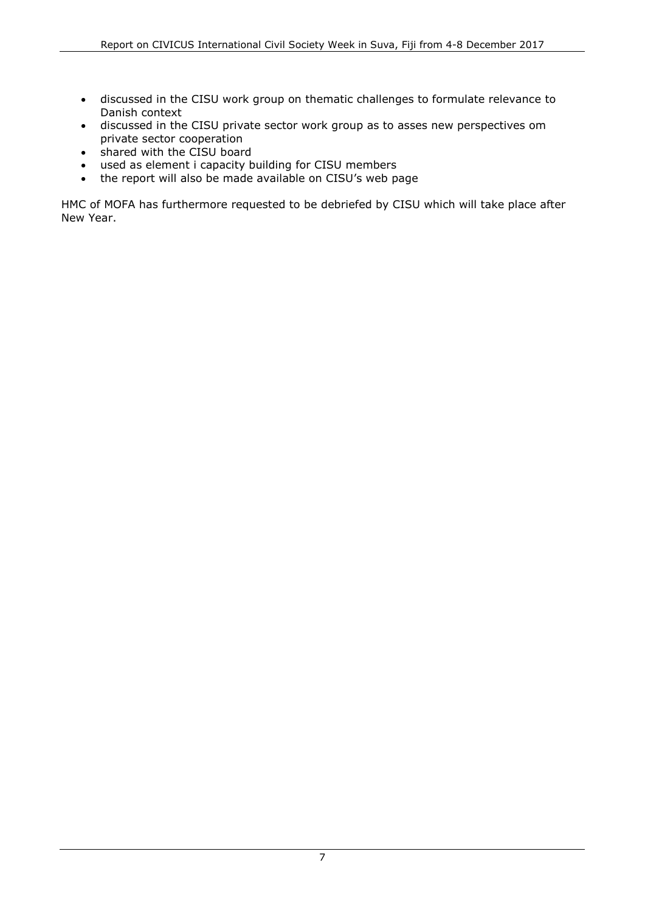- discussed in the CISU work group on thematic challenges to formulate relevance to Danish context
- discussed in the CISU private sector work group as to asses new perspectives om private sector cooperation
- shared with the CISU board
- used as element i capacity building for CISU members
- the report will also be made available on CISU's web page

HMC of MOFA has furthermore requested to be debriefed by CISU which will take place after New Year.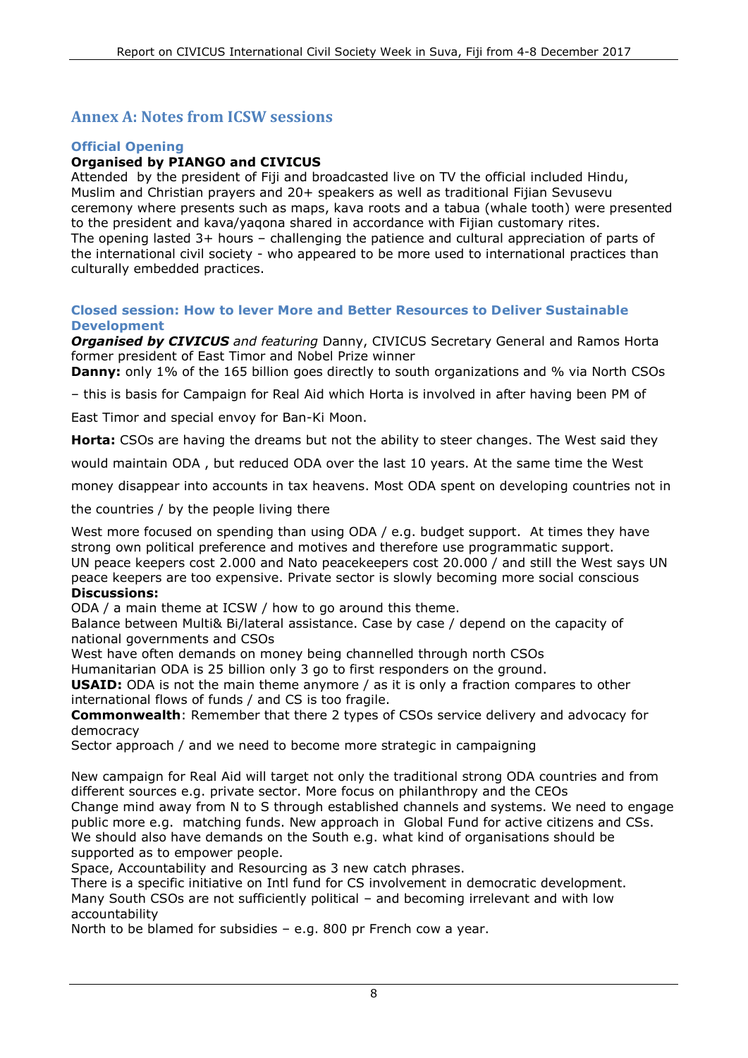## Annex A: Notes from ICSW sessions

### Official Opening

**Organised by PIANGO and CIVICUS**

Attended by the president of Fiji and broadcasted live on TV the official included Hindu, Muslim and Christian prayers and 20+ speakers as well as traditional Fijian Sevusevu ceremony where presents such as maps, kava roots and a tabua (whale tooth) were presented to the president and kava/yaqona shared in accordance with Fijian customary rites.
The opening lasted 3+ hours – challenging the patience and cultural appreciation of parts of the international civil society - who appeared to be more used to international practices than culturally embedded practices.

### Closed session: How to lever More and Better Resources to Deliver Sustainable Development

***Organised by CIVICUS*** *and featuring* Danny, CIVICUS Secretary General and Ramos Horta former president of East Timor and Nobel Prize winner

**Danny:** only 1% of the 165 billion goes directly to south organizations and % via North CSOs – this is basis for Campaign for Real Aid which Horta is involved in after having been PM of East Timor and special envoy for Ban-Ki Moon.

**Horta:** CSOs are having the dreams but not the ability to steer changes. The West said they would maintain ODA , but reduced ODA over the last 10 years. At the same time the West money disappear into accounts in tax heavens. Most ODA spent on developing countries not in the countries / by the people living there

West more focused on spending than using ODA / e.g. budget support. At times they have strong own political preference and motives and therefore use programmatic support.
UN peace keepers cost 2.000 and Nato peacekeepers cost 20.000 / and still the West says UN peace keepers are too expensive. Private sector is slowly becoming more social conscious

**Discussions:**

ODA / a main theme at ICSW / how to go around this theme.
Balance between Multi& Bi/lateral assistance. Case by case / depend on the capacity of national governments and CSOs
West have often demands on money being channelled through north CSOs
Humanitarian ODA is 25 billion only 3 go to first responders on the ground.

**USAID:** ODA is not the main theme anymore / as it is only a fraction compares to other international flows of funds / and CS is too fragile.

**Commonwealth**: Remember that there 2 types of CSOs service delivery and advocacy for democracy
Sector approach / and we need to become more strategic in campaigning

New campaign for Real Aid will target not only the traditional strong ODA countries and from different sources e.g. private sector. More focus on philanthropy and the CEOs
Change mind away from N to S through established channels and systems. We need to engage public more e.g. matching funds. New approach in Global Fund for active citizens and CSs.
We should also have demands on the South e.g. what kind of organisations should be supported as to empower people.
Space, Accountability and Resourcing as 3 new catch phrases.
There is a specific initiative on Intl fund for CS involvement in democratic development.
Many South CSOs are not sufficiently political – and becoming irrelevant and with low accountability
North to be blamed for subsidies – e.g. 800 pr French cow a year.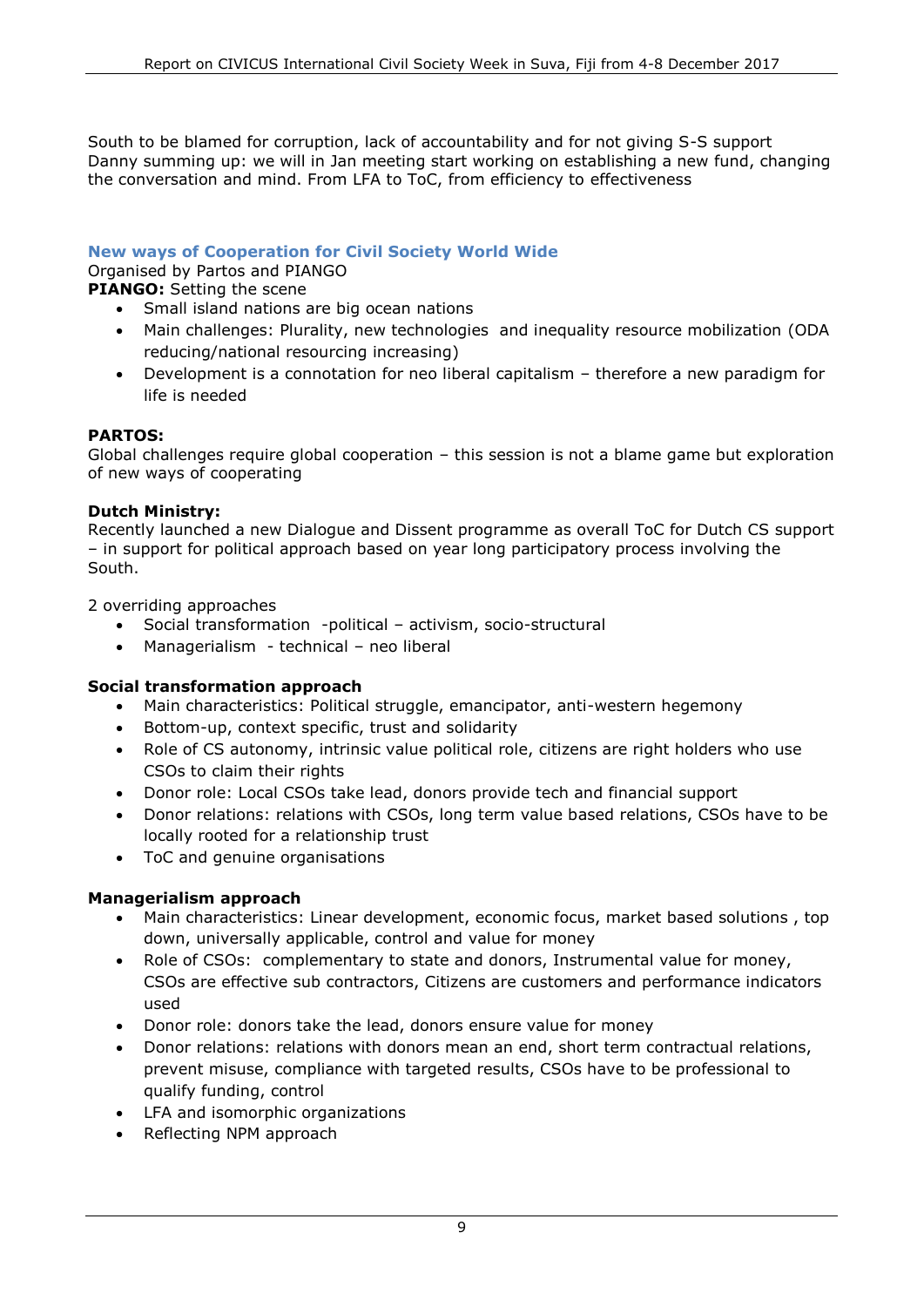South to be blamed for corruption, lack of accountability and for not giving S-S support
Danny summing up: we will in Jan meeting start working on establishing a new fund, changing the conversation and mind. From LFA to ToC, from efficiency to effectiveness

### New ways of Cooperation for Civil Society World Wide

Organised by Partos and PIANGO

**PIANGO:** Setting the scene

- Small island nations are big ocean nations
- Main challenges: Plurality, new technologies and inequality resource mobilization (ODA reducing/national resourcing increasing)
- Development is a connotation for neo liberal capitalism – therefore a new paradigm for life is needed

**PARTOS:**
Global challenges require global cooperation – this session is not a blame game but exploration of new ways of cooperating

**Dutch Ministry:**
Recently launched a new Dialogue and Dissent programme as overall ToC for Dutch CS support – in support for political approach based on year long participatory process involving the South.

2 overriding approaches

- Social transformation -political – activism, socio-structural
- Managerialism - technical – neo liberal

**Social transformation approach**

- Main characteristics: Political struggle, emancipator, anti-western hegemony
- Bottom-up, context specific, trust and solidarity
- Role of CS autonomy, intrinsic value political role, citizens are right holders who use CSOs to claim their rights
- Donor role: Local CSOs take lead, donors provide tech and financial support
- Donor relations: relations with CSOs, long term value based relations, CSOs have to be locally rooted for a relationship trust
- ToC and genuine organisations

**Managerialism approach**

- Main characteristics: Linear development, economic focus, market based solutions , top down, universally applicable, control and value for money
- Role of CSOs: complementary to state and donors, Instrumental value for money, CSOs are effective sub contractors, Citizens are customers and performance indicators used
- Donor role: donors take the lead, donors ensure value for money
- Donor relations: relations with donors mean an end, short term contractual relations, prevent misuse, compliance with targeted results, CSOs have to be professional to qualify funding, control
- LFA and isomorphic organizations
- Reflecting NPM approach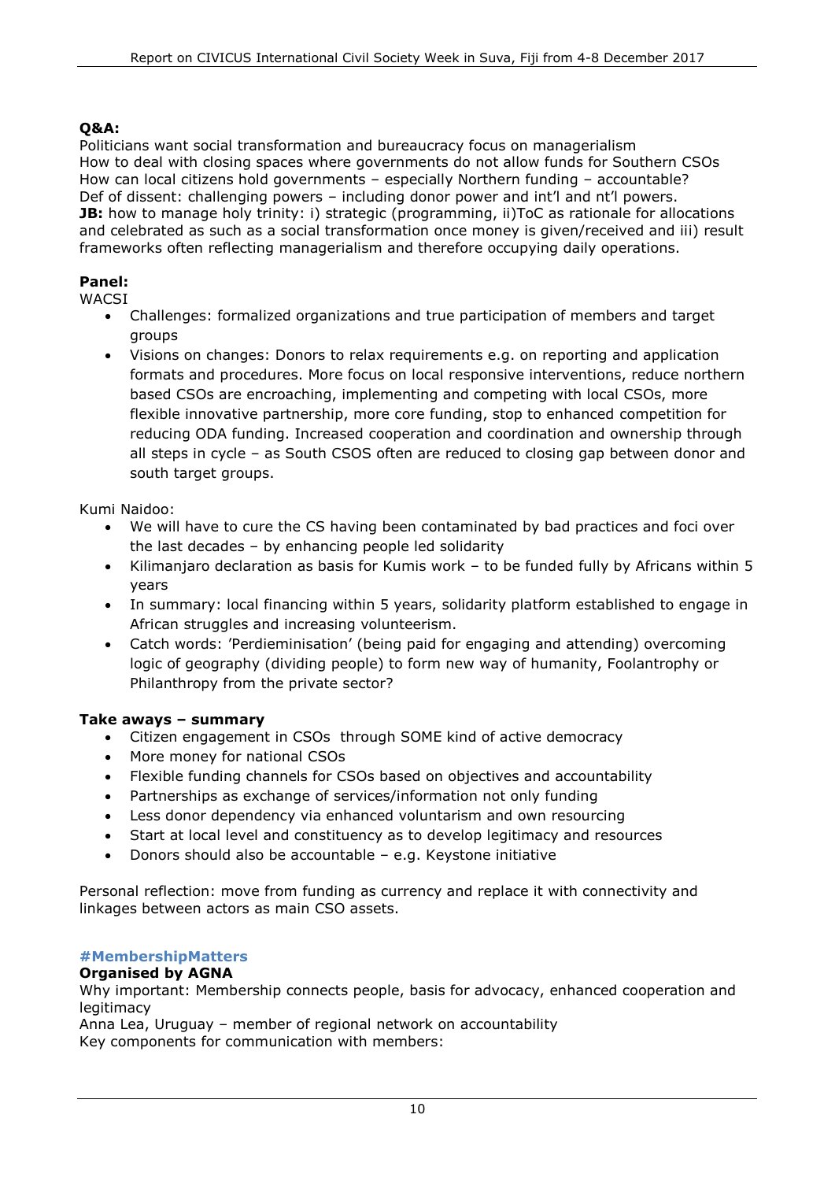**Q&A:**

Politicians want social transformation and bureaucracy focus on managerialism
How to deal with closing spaces where governments do not allow funds for Southern CSOs
How can local citizens hold governments – especially Northern funding – accountable?
Def of dissent: challenging powers – including donor power and int'l and nt'l powers.
**JB:** how to manage holy trinity: i) strategic (programming, ii)ToC as rationale for allocations and celebrated as such as a social transformation once money is given/received and iii) result frameworks often reflecting managerialism and therefore occupying daily operations.

**Panel:**

WACSI

- Challenges: formalized organizations and true participation of members and target groups
- Visions on changes: Donors to relax requirements e.g. on reporting and application formats and procedures. More focus on local responsive interventions, reduce northern based CSOs are encroaching, implementing and competing with local CSOs, more flexible innovative partnership, more core funding, stop to enhanced competition for reducing ODA funding. Increased cooperation and coordination and ownership through all steps in cycle – as South CSOS often are reduced to closing gap between donor and south target groups.

Kumi Naidoo:

- We will have to cure the CS having been contaminated by bad practices and foci over the last decades – by enhancing people led solidarity
- Kilimanjaro declaration as basis for Kumis work – to be funded fully by Africans within 5 years
- In summary: local financing within 5 years, solidarity platform established to engage in African struggles and increasing volunteerism.
- Catch words: 'Perdieminisation' (being paid for engaging and attending) overcoming logic of geography (dividing people) to form new way of humanity, Foolantrophy or Philanthropy from the private sector?

**Take aways – summary**

- Citizen engagement in CSOs through SOME kind of active democracy
- More money for national CSOs
- Flexible funding channels for CSOs based on objectives and accountability
- Partnerships as exchange of services/information not only funding
- Less donor dependency via enhanced voluntarism and own resourcing
- Start at local level and constituency as to develop legitimacy and resources
- Donors should also be accountable – e.g. Keystone initiative

Personal reflection: move from funding as currency and replace it with connectivity and linkages between actors as main CSO assets.

### #MembershipMatters

**Organised by AGNA**

Why important: Membership connects people, basis for advocacy, enhanced cooperation and legitimacy
Anna Lea, Uruguay – member of regional network on accountability
Key components for communication with members: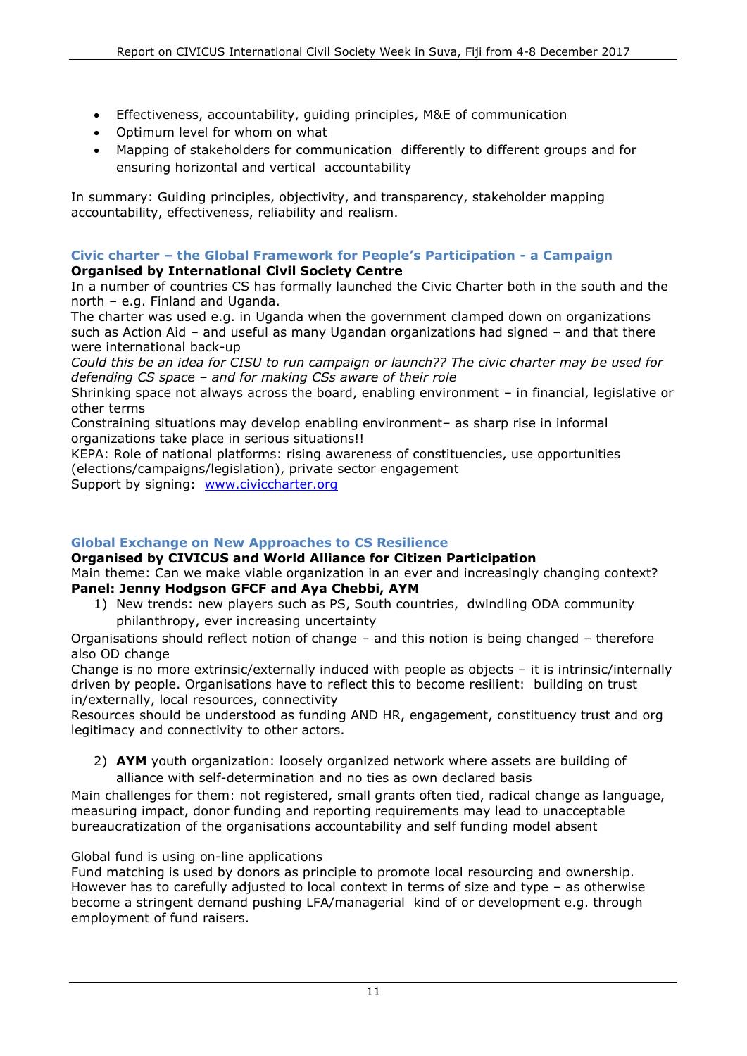- Effectiveness, accountability, guiding principles, M&E of communication
- Optimum level for whom on what
- Mapping of stakeholders for communication differently to different groups and for ensuring horizontal and vertical accountability

In summary: Guiding principles, objectivity, and transparency, stakeholder mapping accountability, effectiveness, reliability and realism.

### Civic charter – the Global Framework for People's Participation - a Campaign

**Organised by International Civil Society Centre**

In a number of countries CS has formally launched the Civic Charter both in the south and the north – e.g. Finland and Uganda.

The charter was used e.g. in Uganda when the government clamped down on organizations such as Action Aid – and useful as many Ugandan organizations had signed – and that there were international back-up

*Could this be an idea for CISU to run campaign or launch?? The civic charter may be used for defending CS space – and for making CSs aware of their role*

Shrinking space not always across the board, enabling environment – in financial, legislative or other terms

Constraining situations may develop enabling environment– as sharp rise in informal organizations take place in serious situations!!

KEPA: Role of national platforms: rising awareness of constituencies, use opportunities (elections/campaigns/legislation), private sector engagement

Support by signing: www.civiccharter.org

### Global Exchange on New Approaches to CS Resilience

**Organised by CIVICUS and World Alliance for Citizen Participation**

Main theme: Can we make viable organization in an ever and increasingly changing context?

**Panel: Jenny Hodgson GFCF and Aya Chebbi, AYM**

1) New trends: new players such as PS, South countries, dwindling ODA community philanthropy, ever increasing uncertainty

Organisations should reflect notion of change – and this notion is being changed – therefore also OD change

Change is no more extrinsic/externally induced with people as objects – it is intrinsic/internally driven by people. Organisations have to reflect this to become resilient: building on trust in/externally, local resources, connectivity

Resources should be understood as funding AND HR, engagement, constituency trust and org legitimacy and connectivity to other actors.

2) **AYM** youth organization: loosely organized network where assets are building of alliance with self-determination and no ties as own declared basis

Main challenges for them: not registered, small grants often tied, radical change as language, measuring impact, donor funding and reporting requirements may lead to unacceptable bureaucratization of the organisations accountability and self funding model absent

Global fund is using on-line applications

Fund matching is used by donors as principle to promote local resourcing and ownership. However has to carefully adjusted to local context in terms of size and type – as otherwise become a stringent demand pushing LFA/managerial kind of or development e.g. through employment of fund raisers.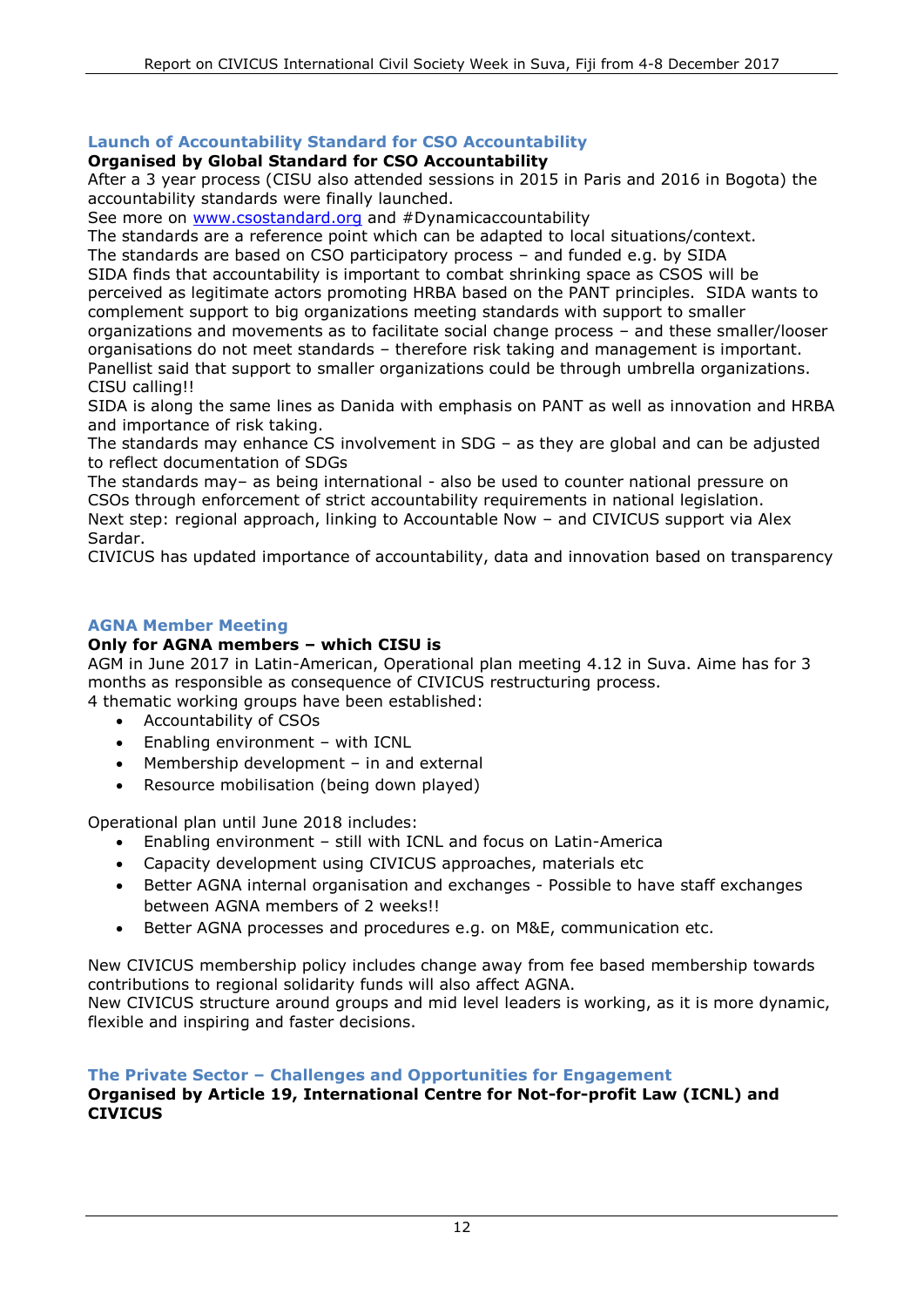### Launch of Accountability Standard for CSO Accountability

**Organised by Global Standard for CSO Accountability**

After a 3 year process (CISU also attended sessions in 2015 in Paris and 2016 in Bogota) the accountability standards were finally launched.

See more on www.csostandard.org and #Dynamicaccountability

The standards are a reference point which can be adapted to local situations/context.

The standards are based on CSO participatory process – and funded e.g. by SIDA

SIDA finds that accountability is important to combat shrinking space as CSOS will be perceived as legitimate actors promoting HRBA based on the PANT principles. SIDA wants to complement support to big organizations meeting standards with support to smaller organizations and movements as to facilitate social change process – and these smaller/looser organisations do not meet standards – therefore risk taking and management is important. Panellist said that support to smaller organizations could be through umbrella organizations. CISU calling!!

SIDA is along the same lines as Danida with emphasis on PANT as well as innovation and HRBA and importance of risk taking.

The standards may enhance CS involvement in SDG – as they are global and can be adjusted to reflect documentation of SDGs

The standards may– as being international - also be used to counter national pressure on CSOs through enforcement of strict accountability requirements in national legislation.

Next step: regional approach, linking to Accountable Now – and CIVICUS support via Alex Sardar.

CIVICUS has updated importance of accountability, data and innovation based on transparency

### AGNA Member Meeting

**Only for AGNA members – which CISU is**

AGM in June 2017 in Latin-American, Operational plan meeting 4.12 in Suva. Aime has for 3 months as responsible as consequence of CIVICUS restructuring process.

4 thematic working groups have been established:

- Accountability of CSOs
- Enabling environment – with ICNL
- Membership development – in and external
- Resource mobilisation (being down played)

Operational plan until June 2018 includes:

- Enabling environment – still with ICNL and focus on Latin-America
- Capacity development using CIVICUS approaches, materials etc
- Better AGNA internal organisation and exchanges - Possible to have staff exchanges between AGNA members of 2 weeks!!
- Better AGNA processes and procedures e.g. on M&E, communication etc.

New CIVICUS membership policy includes change away from fee based membership towards contributions to regional solidarity funds will also affect AGNA.

New CIVICUS structure around groups and mid level leaders is working, as it is more dynamic, flexible and inspiring and faster decisions.

### The Private Sector – Challenges and Opportunities for Engagement

**Organised by Article 19, International Centre for Not-for-profit Law (ICNL) and CIVICUS**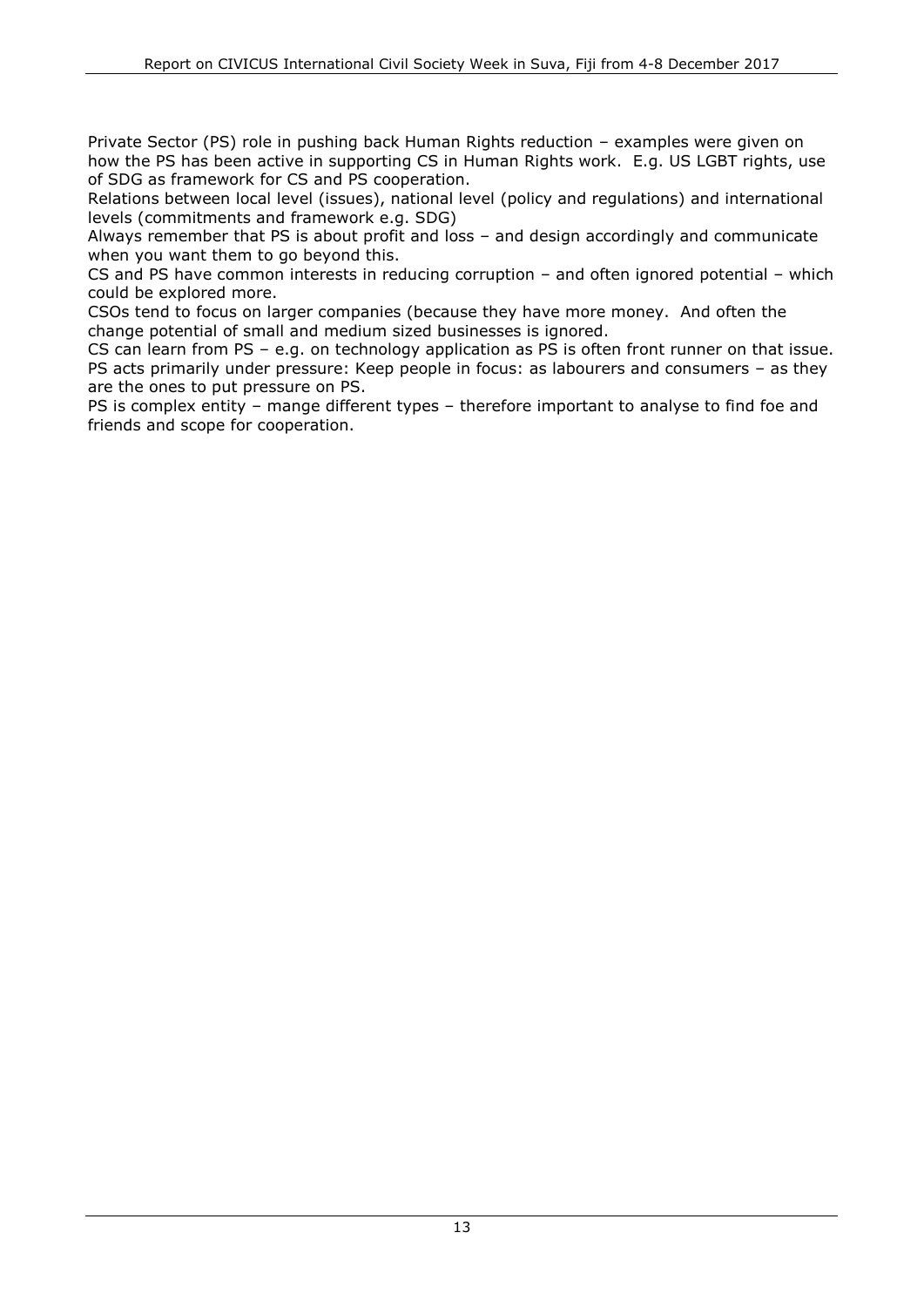Private Sector (PS) role in pushing back Human Rights reduction – examples were given on how the PS has been active in supporting CS in Human Rights work. E.g. US LGBT rights, use of SDG as framework for CS and PS cooperation.

Relations between local level (issues), national level (policy and regulations) and international levels (commitments and framework e.g. SDG)

Always remember that PS is about profit and loss – and design accordingly and communicate when you want them to go beyond this.

CS and PS have common interests in reducing corruption – and often ignored potential – which could be explored more.

CSOs tend to focus on larger companies (because they have more money. And often the change potential of small and medium sized businesses is ignored.

CS can learn from PS – e.g. on technology application as PS is often front runner on that issue.

PS acts primarily under pressure: Keep people in focus: as labourers and consumers – as they are the ones to put pressure on PS.

PS is complex entity – mange different types – therefore important to analyse to find foe and friends and scope for cooperation.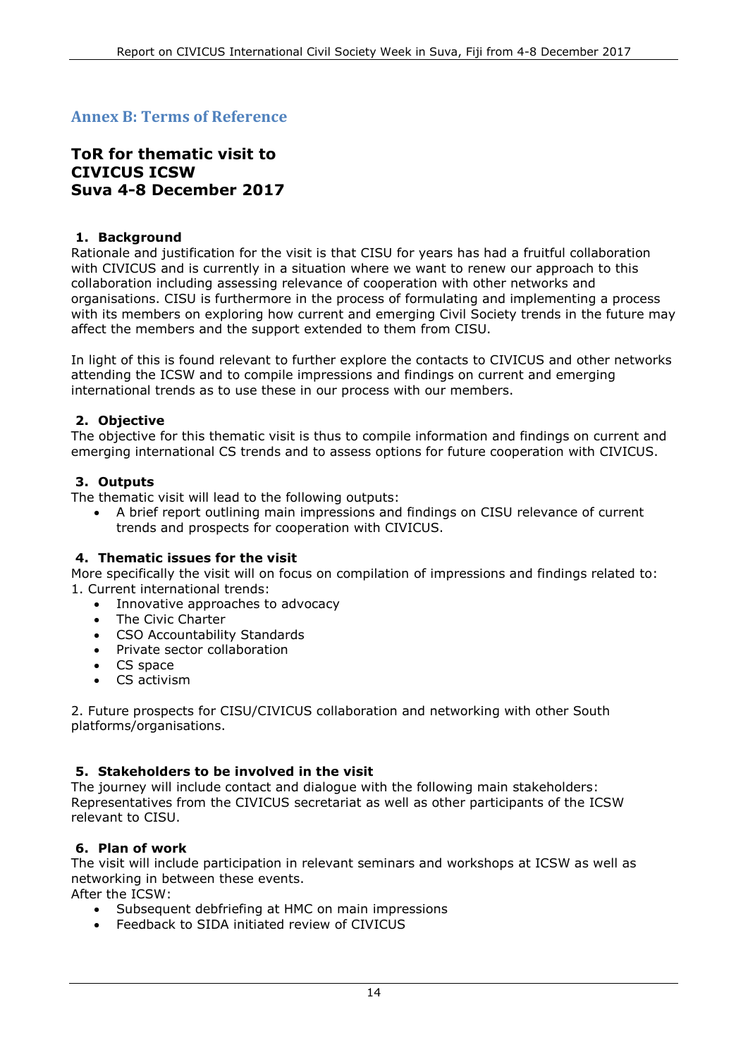## Annex B: Terms of Reference

### ToR for thematic visit to CIVICUS ICSW Suva 4-8 December 2017

**1. Background**

Rationale and justification for the visit is that CISU for years has had a fruitful collaboration with CIVICUS and is currently in a situation where we want to renew our approach to this collaboration including assessing relevance of cooperation with other networks and organisations. CISU is furthermore in the process of formulating and implementing a process with its members on exploring how current and emerging Civil Society trends in the future may affect the members and the support extended to them from CISU.

In light of this is found relevant to further explore the contacts to CIVICUS and other networks attending the ICSW and to compile impressions and findings on current and emerging international trends as to use these in our process with our members.

**2. Objective**

The objective for this thematic visit is thus to compile information and findings on current and emerging international CS trends and to assess options for future cooperation with CIVICUS.

**3. Outputs**

The thematic visit will lead to the following outputs:

- A brief report outlining main impressions and findings on CISU relevance of current trends and prospects for cooperation with CIVICUS.

**4. Thematic issues for the visit**

More specifically the visit will on focus on compilation of impressions and findings related to:

1. Current international trends:
   - Innovative approaches to advocacy
   - The Civic Charter
   - CSO Accountability Standards
   - Private sector collaboration
   - CS space
   - CS activism

2. Future prospects for CISU/CIVICUS collaboration and networking with other South platforms/organisations.

**5. Stakeholders to be involved in the visit**

The journey will include contact and dialogue with the following main stakeholders: Representatives from the CIVICUS secretariat as well as other participants of the ICSW relevant to CISU.

**6. Plan of work**

The visit will include participation in relevant seminars and workshops at ICSW as well as networking in between these events.

After the ICSW:

- Subsequent debfriefing at HMC on main impressions
- Feedback to SIDA initiated review of CIVICUS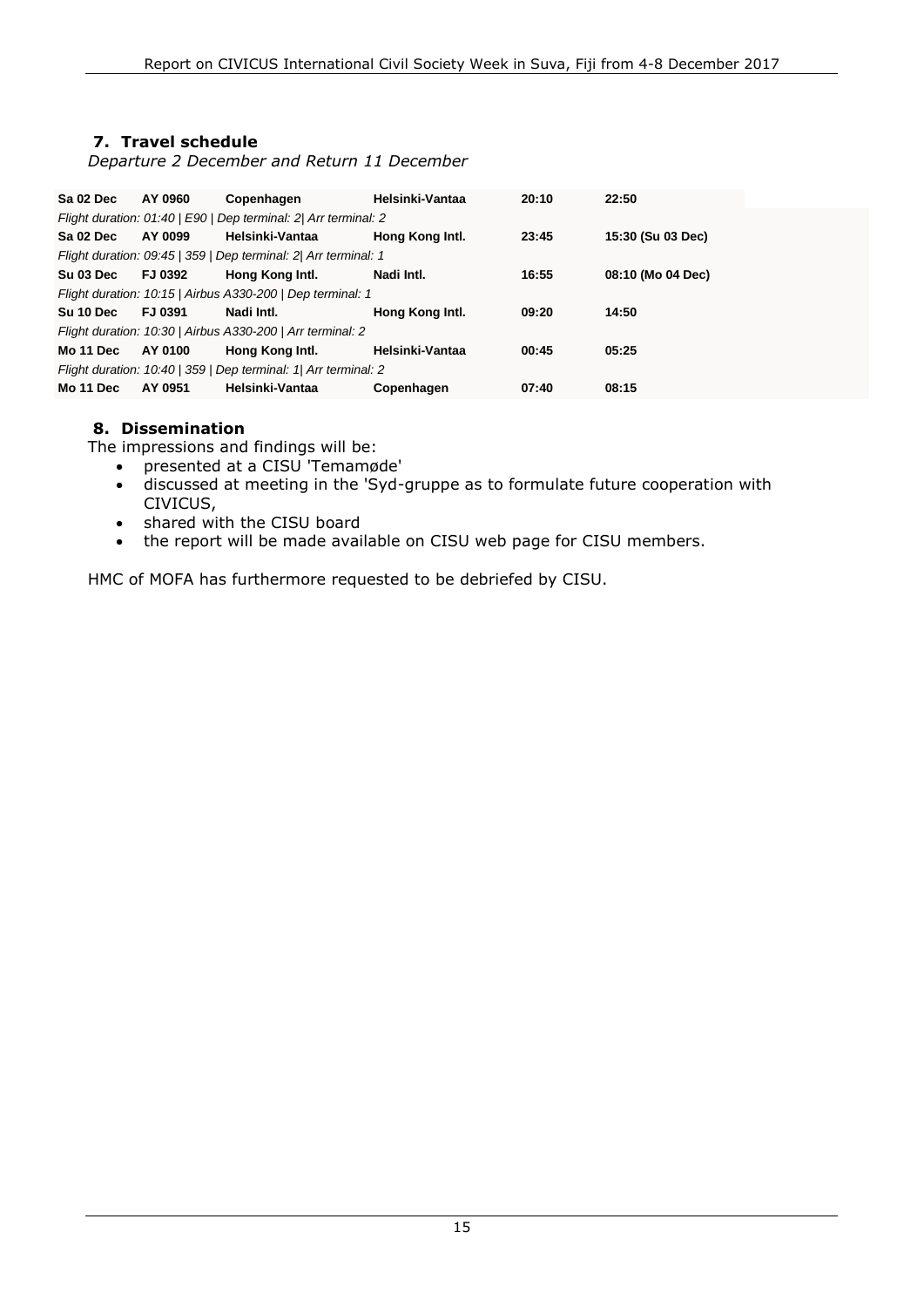## 7. Travel schedule

*Departure 2 December and Return 11 December*

| | | | | | |
|---|---|---|---|---|---|
| **Sa 02 Dec** | **AY 0960** | **Copenhagen** | **Helsinki-Vantaa** | **20:10** | **22:50** |
| *Flight duration: 01:40 \| E90 \| Dep terminal: 2\| Arr terminal: 2* | | | | | |
| **Sa 02 Dec** | **AY 0099** | **Helsinki-Vantaa** | **Hong Kong Intl.** | **23:45** | **15:30 (Su 03 Dec)** |
| *Flight duration: 09:45 \| 359 \| Dep terminal: 2\| Arr terminal: 1* | | | | | |
| **Su 03 Dec** | **FJ 0392** | **Hong Kong Intl.** | **Nadi Intl.** | **16:55** | **08:10 (Mo 04 Dec)** |
| *Flight duration: 10:15 \| Airbus A330-200 \| Dep terminal: 1* | | | | | |
| **Su 10 Dec** | **FJ 0391** | **Nadi Intl.** | **Hong Kong Intl.** | **09:20** | **14:50** |
| *Flight duration: 10:30 \| Airbus A330-200 \| Arr terminal: 2* | | | | | |
| **Mo 11 Dec** | **AY 0100** | **Hong Kong Intl.** | **Helsinki-Vantaa** | **00:45** | **05:25** |
| *Flight duration: 10:40 \| 359 \| Dep terminal: 1\| Arr terminal: 2* | | | | | |
| **Mo 11 Dec** | **AY 0951** | **Helsinki-Vantaa** | **Copenhagen** | **07:40** | **08:15** |

## 8. Dissemination

The impressions and findings will be:

- presented at a CISU 'Temamøde'
- discussed at meeting in the 'Syd-gruppe as to formulate future cooperation with CIVICUS,
- shared with the CISU board
- the report will be made available on CISU web page for CISU members.

HMC of MOFA has furthermore requested to be debriefed by CISU.